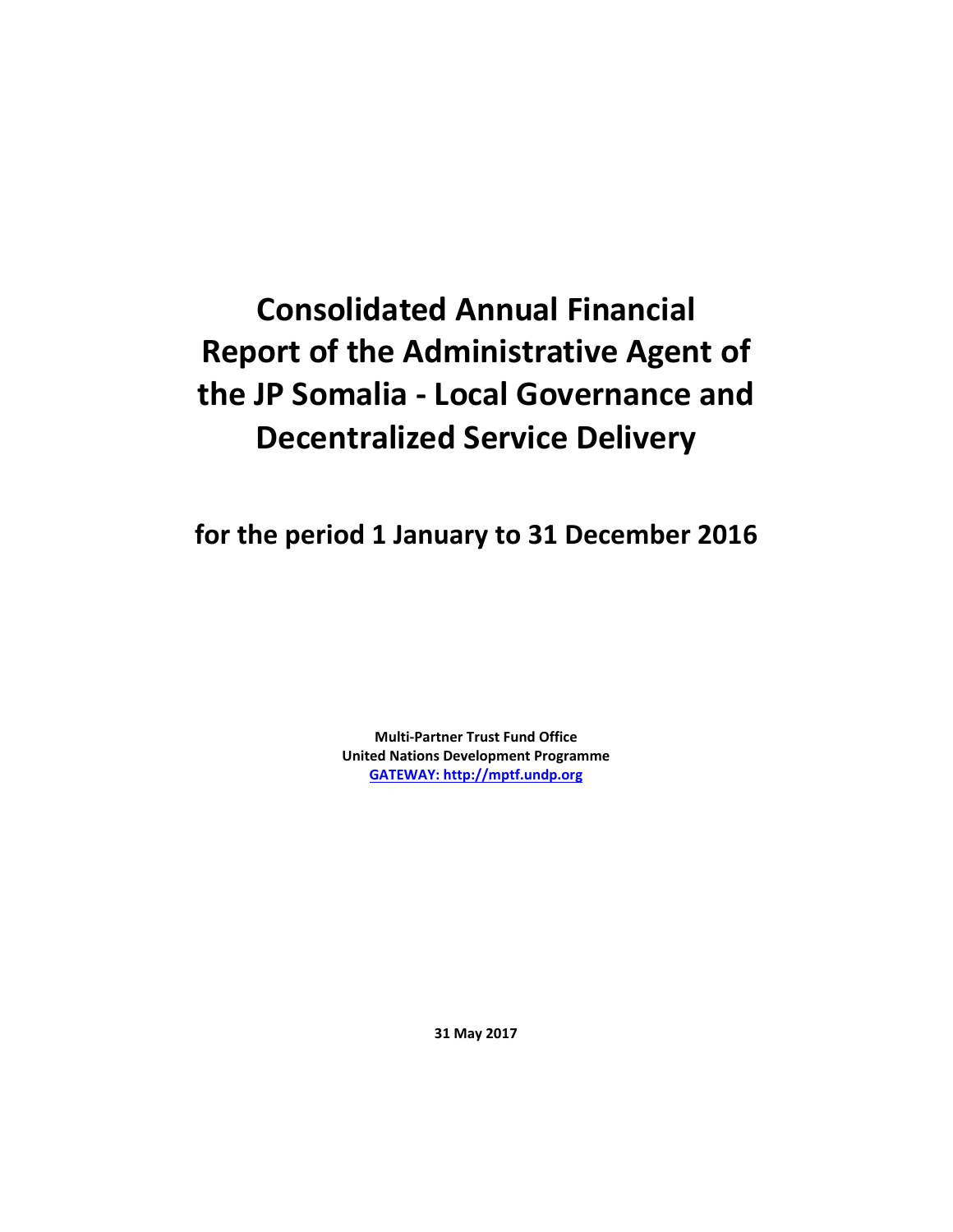# Consolidated Annual Financial Report of the Administrative Agent of the JP Somalia - Local Governance and Decentralized Service Delivery

## for the period 1 January to 31 December 2016

**Multi-Partner Trust Fund Office**
**United Nations Development Programme**
**GATEWAY: http://mptf.undp.org**

**31 May 2017**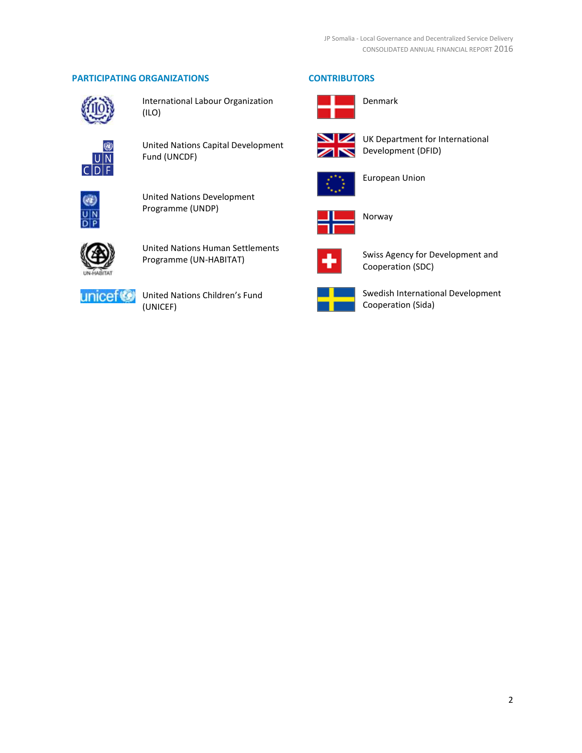## PARTICIPATING ORGANIZATIONS

- International Labour Organization (ILO)
- United Nations Capital Development Fund (UNCDF)
- United Nations Development Programme (UNDP)
- United Nations Human Settlements Programme (UN-HABITAT)
- United Nations Children's Fund (UNICEF)

## CONTRIBUTORS

- Denmark
- UK Department for International Development (DFID)
- European Union
- Norway
- Swiss Agency for Development and Cooperation (SDC)
- Swedish International Development Cooperation (Sida)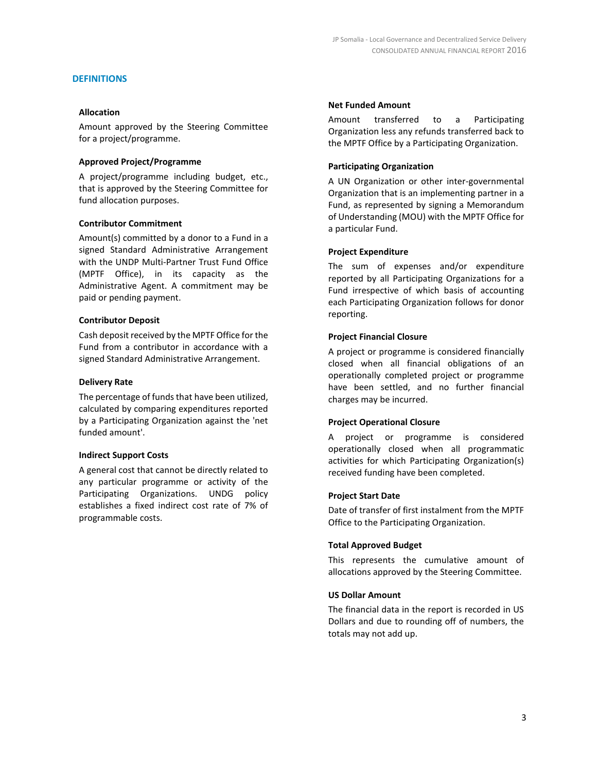## DEFINITIONS

### Allocation

Amount approved by the Steering Committee for a project/programme.

### Approved Project/Programme

A project/programme including budget, etc., that is approved by the Steering Committee for fund allocation purposes.

### Contributor Commitment

Amount(s) committed by a donor to a Fund in a signed Standard Administrative Arrangement with the UNDP Multi-Partner Trust Fund Office (MPTF Office), in its capacity as the Administrative Agent. A commitment may be paid or pending payment.

### Contributor Deposit

Cash deposit received by the MPTF Office for the Fund from a contributor in accordance with a signed Standard Administrative Arrangement.

### Delivery Rate

The percentage of funds that have been utilized, calculated by comparing expenditures reported by a Participating Organization against the 'net funded amount'.

### Indirect Support Costs

A general cost that cannot be directly related to any particular programme or activity of the Participating Organizations. UNDG policy establishes a fixed indirect cost rate of 7% of programmable costs.

### Net Funded Amount

Amount transferred to a Participating Organization less any refunds transferred back to the MPTF Office by a Participating Organization.

### Participating Organization

A UN Organization or other inter-governmental Organization that is an implementing partner in a Fund, as represented by signing a Memorandum of Understanding (MOU) with the MPTF Office for a particular Fund.

### Project Expenditure

The sum of expenses and/or expenditure reported by all Participating Organizations for a Fund irrespective of which basis of accounting each Participating Organization follows for donor reporting.

### Project Financial Closure

A project or programme is considered financially closed when all financial obligations of an operationally completed project or programme have been settled, and no further financial charges may be incurred.

### Project Operational Closure

A project or programme is considered operationally closed when all programmatic activities for which Participating Organization(s) received funding have been completed.

### Project Start Date

Date of transfer of first instalment from the MPTF Office to the Participating Organization.

### Total Approved Budget

This represents the cumulative amount of allocations approved by the Steering Committee.

### US Dollar Amount

The financial data in the report is recorded in US Dollars and due to rounding off of numbers, the totals may not add up.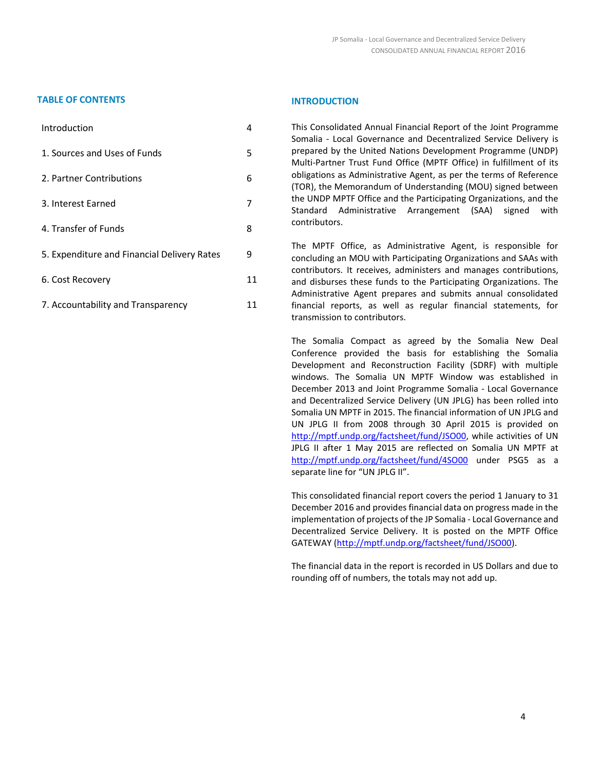## TABLE OF CONTENTS

| | |
|---|---|
| Introduction | 4 |
| 1. Sources and Uses of Funds | 5 |
| 2. Partner Contributions | 6 |
| 3. Interest Earned | 7 |
| 4. Transfer of Funds | 8 |
| 5. Expenditure and Financial Delivery Rates | 9 |
| 6. Cost Recovery | 11 |
| 7. Accountability and Transparency | 11 |

## INTRODUCTION

This Consolidated Annual Financial Report of the Joint Programme Somalia - Local Governance and Decentralized Service Delivery is prepared by the United Nations Development Programme (UNDP) Multi-Partner Trust Fund Office (MPTF Office) in fulfillment of its obligations as Administrative Agent, as per the terms of Reference (TOR), the Memorandum of Understanding (MOU) signed between the UNDP MPTF Office and the Participating Organizations, and the Standard Administrative Arrangement (SAA) signed with contributors.

The MPTF Office, as Administrative Agent, is responsible for concluding an MOU with Participating Organizations and SAAs with contributors. It receives, administers and manages contributions, and disburses these funds to the Participating Organizations. The Administrative Agent prepares and submits annual consolidated financial reports, as well as regular financial statements, for transmission to contributors.

The Somalia Compact as agreed by the Somalia New Deal Conference provided the basis for establishing the Somalia Development and Reconstruction Facility (SDRF) with multiple windows. The Somalia UN MPTF Window was established in December 2013 and Joint Programme Somalia - Local Governance and Decentralized Service Delivery (UN JPLG) has been rolled into Somalia UN MPTF in 2015. The financial information of UN JPLG and UN JPLG II from 2008 through 30 April 2015 is provided on http://mptf.undp.org/factsheet/fund/JSO00, while activities of UN JPLG II after 1 May 2015 are reflected on Somalia UN MPTF at http://mptf.undp.org/factsheet/fund/4SO00 under PSG5 as a separate line for "UN JPLG II".

This consolidated financial report covers the period 1 January to 31 December 2016 and provides financial data on progress made in the implementation of projects of the JP Somalia - Local Governance and Decentralized Service Delivery. It is posted on the MPTF Office GATEWAY (http://mptf.undp.org/factsheet/fund/JSO00).

The financial data in the report is recorded in US Dollars and due to rounding off of numbers, the totals may not add up.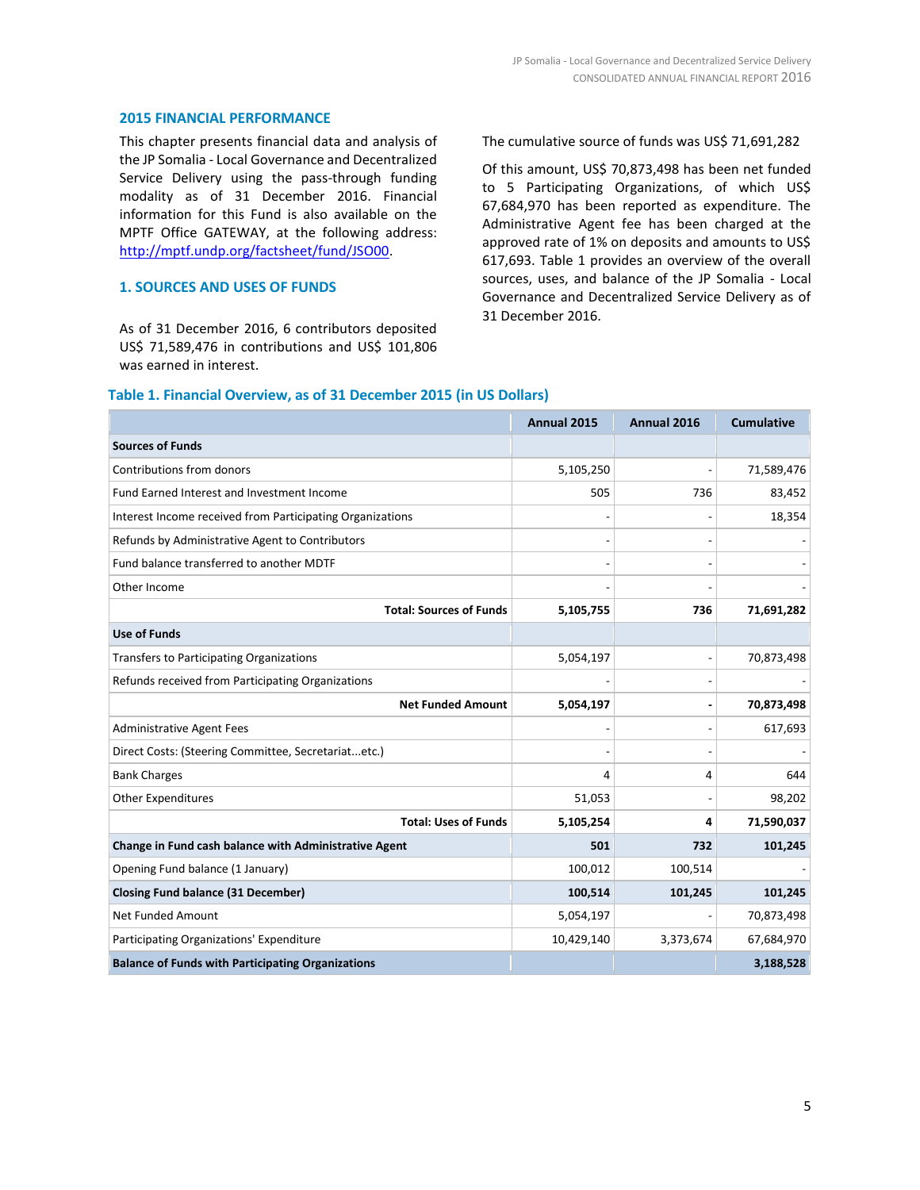## 2015 FINANCIAL PERFORMANCE

This chapter presents financial data and analysis of the JP Somalia - Local Governance and Decentralized Service Delivery using the pass-through funding modality as of 31 December 2016. Financial information for this Fund is also available on the MPTF Office GATEWAY, at the following address: http://mptf.undp.org/factsheet/fund/JSO00.

## 1. SOURCES AND USES OF FUNDS

As of 31 December 2016, 6 contributors deposited US$ 71,589,476 in contributions and US$ 101,806 was earned in interest.

The cumulative source of funds was US$ 71,691,282

Of this amount, US$ 70,873,498 has been net funded to 5 Participating Organizations, of which US$ 67,684,970 has been reported as expenditure. The Administrative Agent fee has been charged at the approved rate of 1% on deposits and amounts to US$ 617,693. Table 1 provides an overview of the overall sources, uses, and balance of the JP Somalia - Local Governance and Decentralized Service Delivery as of 31 December 2016.

### Table 1. Financial Overview, as of 31 December 2015 (in US Dollars)

| | Annual 2015 | Annual 2016 | Cumulative |
|---|---|---|---|
| **Sources of Funds** | | | |
| Contributions from donors | 5,105,250 | - | 71,589,476 |
| Fund Earned Interest and Investment Income | 505 | 736 | 83,452 |
| Interest Income received from Participating Organizations | - | - | 18,354 |
| Refunds by Administrative Agent to Contributors | - | - | - |
| Fund balance transferred to another MDTF | - | - | - |
| Other Income | - | - | - |
| **Total: Sources of Funds** | **5,105,755** | **736** | **71,691,282** |
| **Use of Funds** | | | |
| Transfers to Participating Organizations | 5,054,197 | - | 70,873,498 |
| Refunds received from Participating Organizations | - | - | - |
| **Net Funded Amount** | **5,054,197** | **-** | **70,873,498** |
| Administrative Agent Fees | - | - | 617,693 |
| Direct Costs: (Steering Committee, Secretariat...etc.) | - | - | - |
| Bank Charges | 4 | 4 | 644 |
| Other Expenditures | 51,053 | - | 98,202 |
| **Total: Uses of Funds** | **5,105,254** | **4** | **71,590,037** |
| **Change in Fund cash balance with Administrative Agent** | **501** | **732** | **101,245** |
| Opening Fund balance (1 January) | 100,012 | 100,514 | - |
| **Closing Fund balance (31 December)** | **100,514** | **101,245** | **101,245** |
| Net Funded Amount | 5,054,197 | - | 70,873,498 |
| Participating Organizations' Expenditure | 10,429,140 | 3,373,674 | 67,684,970 |
| **Balance of Funds with Participating Organizations** | | | **3,188,528** |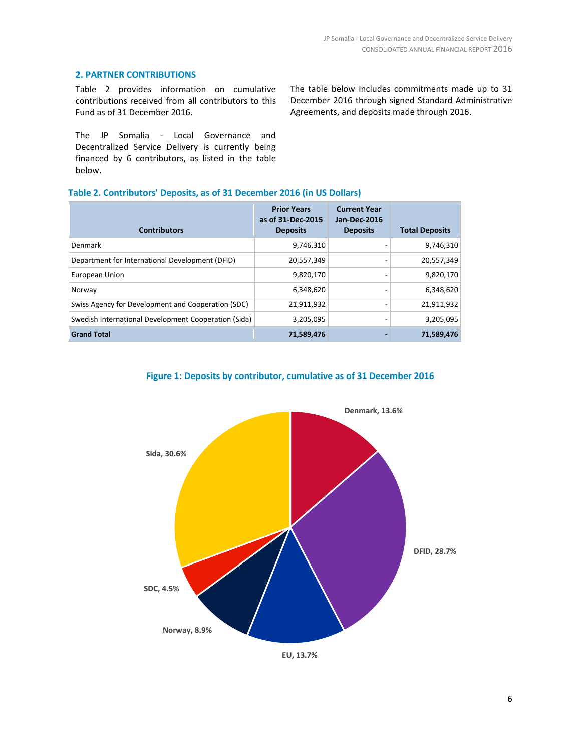## 2. PARTNER CONTRIBUTIONS

Table 2 provides information on cumulative contributions received from all contributors to this Fund as of 31 December 2016.

The JP Somalia - Local Governance and Decentralized Service Delivery is currently being financed by 6 contributors, as listed in the table below.

The table below includes commitments made up to 31 December 2016 through signed Standard Administrative Agreements, and deposits made through 2016.

**Table 2. Contributors' Deposits, as of 31 December 2016 (in US Dollars)**

| Contributors | Prior Years as of 31-Dec-2015 Deposits | Current Year Jan-Dec-2016 Deposits | Total Deposits |
|---|---|---|---|
| Denmark | 9,746,310 | - | 9,746,310 |
| Department for International Development (DFID) | 20,557,349 | - | 20,557,349 |
| European Union | 9,820,170 | - | 9,820,170 |
| Norway | 6,348,620 | - | 6,348,620 |
| Swiss Agency for Development and Cooperation (SDC) | 21,911,932 | - | 21,911,932 |
| Swedish International Development Cooperation (Sida) | 3,205,095 | - | 3,205,095 |
| **Grand Total** | **71,589,476** | **-** | **71,589,476** |

**Figure 1: Deposits by contributor, cumulative as of 31 December 2016**

Denmark, 13.6%
DFID, 28.7%
EU, 13.7%
Norway, 8.9%
SDC, 4.5%
Sida, 30.6%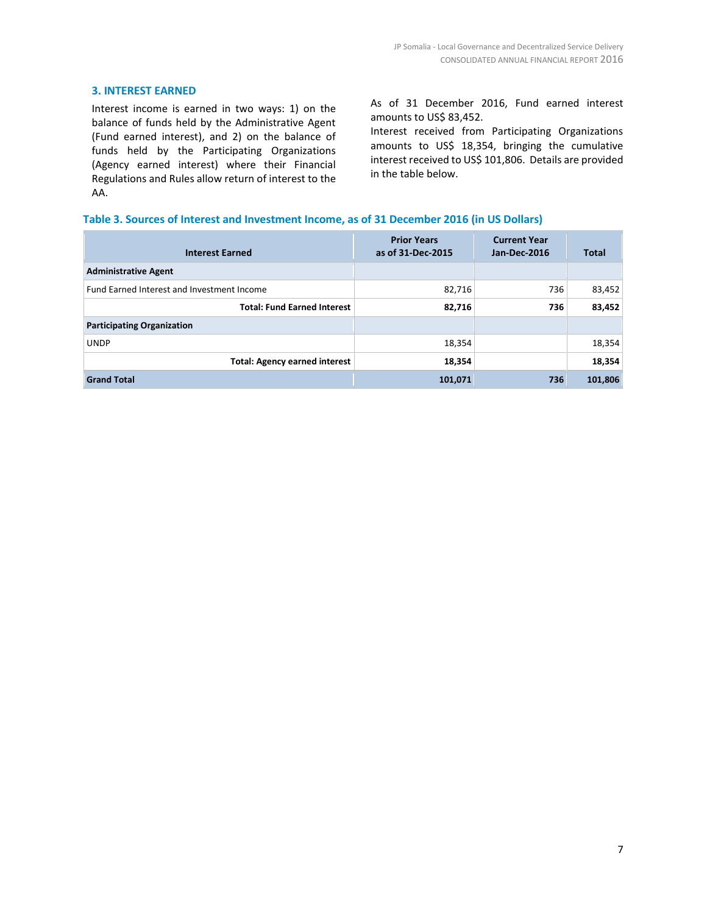## 3. INTEREST EARNED

Interest income is earned in two ways: 1) on the balance of funds held by the Administrative Agent (Fund earned interest), and 2) on the balance of funds held by the Participating Organizations (Agency earned interest) where their Financial Regulations and Rules allow return of interest to the AA.

As of 31 December 2016, Fund earned interest amounts to US$ 83,452.

Interest received from Participating Organizations amounts to US$ 18,354, bringing the cumulative interest received to US$ 101,806. Details are provided in the table below.

**Table 3. Sources of Interest and Investment Income, as of 31 December 2016 (in US Dollars)**

| Interest Earned | Prior Years as of 31-Dec-2015 | Current Year Jan-Dec-2016 | Total |
|---|---|---|---|
| **Administrative Agent** | | | |
| Fund Earned Interest and Investment Income | 82,716 | 736 | 83,452 |
| **Total: Fund Earned Interest** | **82,716** | **736** | **83,452** |
| **Participating Organization** | | | |
| UNDP | 18,354 | | 18,354 |
| **Total: Agency earned interest** | **18,354** | | **18,354** |
| **Grand Total** | **101,071** | **736** | **101,806** |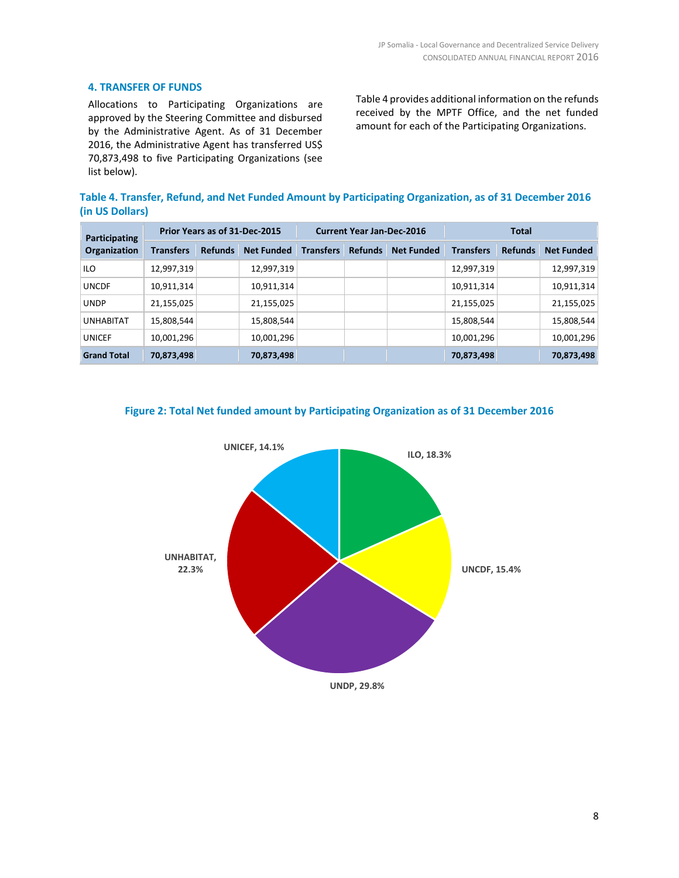## 4. TRANSFER OF FUNDS

Allocations to Participating Organizations are approved by the Steering Committee and disbursed by the Administrative Agent. As of 31 December 2016, the Administrative Agent has transferred US$ 70,873,498 to five Participating Organizations (see list below).

Table 4 provides additional information on the refunds received by the MPTF Office, and the net funded amount for each of the Participating Organizations.

**Table 4. Transfer, Refund, and Net Funded Amount by Participating Organization, as of 31 December 2016 (in US Dollars)**

| Participating Organization | Prior Years as of 31-Dec-2015 | | | Current Year Jan-Dec-2016 | | | Total | | |
|---|---|---|---|---|---|---|---|---|---|
| | Transfers | Refunds | Net Funded | Transfers | Refunds | Net Funded | Transfers | Refunds | Net Funded |
| ILO | 12,997,319 | | 12,997,319 | | | | 12,997,319 | | 12,997,319 |
| UNCDF | 10,911,314 | | 10,911,314 | | | | 10,911,314 | | 10,911,314 |
| UNDP | 21,155,025 | | 21,155,025 | | | | 21,155,025 | | 21,155,025 |
| UNHABITAT | 15,808,544 | | 15,808,544 | | | | 15,808,544 | | 15,808,544 |
| UNICEF | 10,001,296 | | 10,001,296 | | | | 10,001,296 | | 10,001,296 |
| **Grand Total** | **70,873,498** | | **70,873,498** | | | | **70,873,498** | | **70,873,498** |

**Figure 2: Total Net funded amount by Participating Organization as of 31 December 2016**

UNICEF, 14.1%
ILO, 18.3%
UNCDF, 15.4%
UNDP, 29.8%
UNHABITAT, 22.3%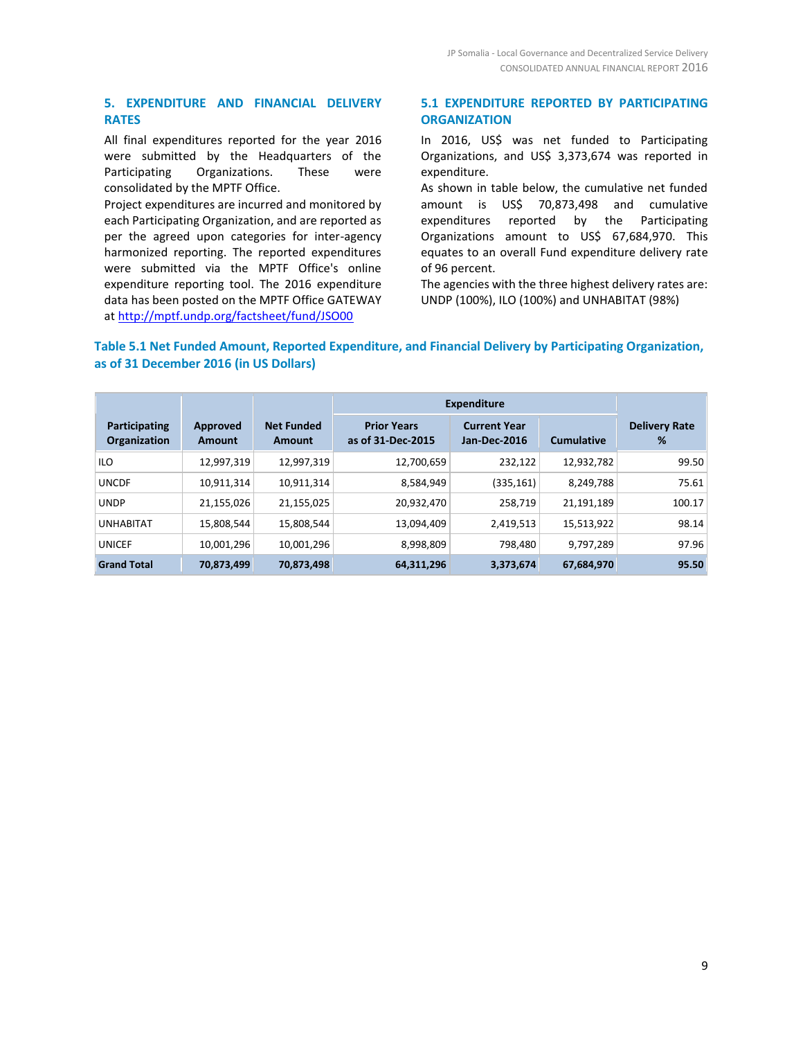## 5. EXPENDITURE AND FINANCIAL DELIVERY RATES

All final expenditures reported for the year 2016 were submitted by the Headquarters of the Participating Organizations. These were consolidated by the MPTF Office.

Project expenditures are incurred and monitored by each Participating Organization, and are reported as per the agreed upon categories for inter-agency harmonized reporting. The reported expenditures were submitted via the MPTF Office's online expenditure reporting tool. The 2016 expenditure data has been posted on the MPTF Office GATEWAY at http://mptf.undp.org/factsheet/fund/JSO00

### 5.1 EXPENDITURE REPORTED BY PARTICIPATING ORGANIZATION

In 2016, US$ was net funded to Participating Organizations, and US$ 3,373,674 was reported in expenditure.

As shown in table below, the cumulative net funded amount is US$ 70,873,498 and cumulative expenditures reported by the Participating Organizations amount to US$ 67,684,970. This equates to an overall Fund expenditure delivery rate of 96 percent.

The agencies with the three highest delivery rates are: UNDP (100%), ILO (100%) and UNHABITAT (98%)

**Table 5.1 Net Funded Amount, Reported Expenditure, and Financial Delivery by Participating Organization, as of 31 December 2016 (in US Dollars)**

| Participating Organization | Approved Amount | Net Funded Amount | Expenditure | | | Delivery Rate % |
|---|---|---|---|---|---|---|
| | | | Prior Years as of 31-Dec-2015 | Current Year Jan-Dec-2016 | Cumulative | |
| ILO | 12,997,319 | 12,997,319 | 12,700,659 | 232,122 | 12,932,782 | 99.50 |
| UNCDF | 10,911,314 | 10,911,314 | 8,584,949 | (335,161) | 8,249,788 | 75.61 |
| UNDP | 21,155,026 | 21,155,025 | 20,932,470 | 258,719 | 21,191,189 | 100.17 |
| UNHABITAT | 15,808,544 | 15,808,544 | 13,094,409 | 2,419,513 | 15,513,922 | 98.14 |
| UNICEF | 10,001,296 | 10,001,296 | 8,998,809 | 798,480 | 9,797,289 | 97.96 |
| **Grand Total** | **70,873,499** | **70,873,498** | **64,311,296** | **3,373,674** | **67,684,970** | **95.50** |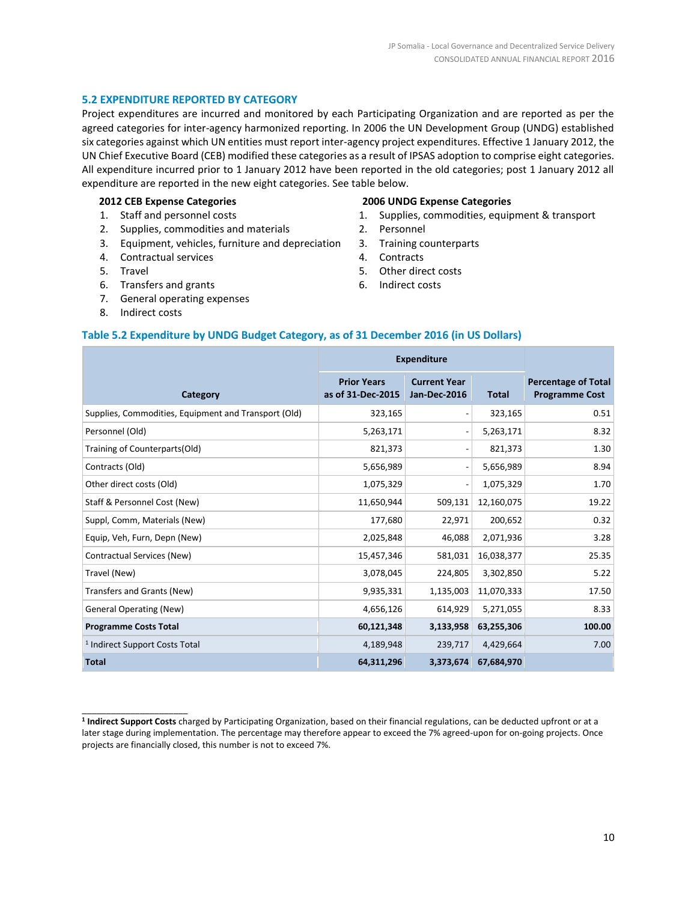## 5.2 EXPENDITURE REPORTED BY CATEGORY

Project expenditures are incurred and monitored by each Participating Organization and are reported as per the agreed categories for inter-agency harmonized reporting. In 2006 the UN Development Group (UNDG) established six categories against which UN entities must report inter-agency project expenditures. Effective 1 January 2012, the UN Chief Executive Board (CEB) modified these categories as a result of IPSAS adoption to comprise eight categories. All expenditure incurred prior to 1 January 2012 have been reported in the old categories; post 1 January 2012 all expenditure are reported in the new eight categories. See table below.

**2012 CEB Expense Categories**

1. Staff and personnel costs
2. Supplies, commodities and materials
3. Equipment, vehicles, furniture and depreciation
4. Contractual services
5. Travel
6. Transfers and grants
7. General operating expenses
8. Indirect costs

**2006 UNDG Expense Categories**

1. Supplies, commodities, equipment & transport
2. Personnel
3. Training counterparts
4. Contracts
5. Other direct costs
6. Indirect costs

### Table 5.2 Expenditure by UNDG Budget Category, as of 31 December 2016 (in US Dollars)

| Category | Expenditure | | | Percentage of Total Programme Cost |
|---|---|---|---|---|
| | Prior Years as of 31-Dec-2015 | Current Year Jan-Dec-2016 | Total | |
| Supplies, Commodities, Equipment and Transport (Old) | 323,165 | - | 323,165 | 0.51 |
| Personnel (Old) | 5,263,171 | - | 5,263,171 | 8.32 |
| Training of Counterparts(Old) | 821,373 | - | 821,373 | 1.30 |
| Contracts (Old) | 5,656,989 | - | 5,656,989 | 8.94 |
| Other direct costs (Old) | 1,075,329 | - | 1,075,329 | 1.70 |
| Staff & Personnel Cost (New) | 11,650,944 | 509,131 | 12,160,075 | 19.22 |
| Suppl, Comm, Materials (New) | 177,680 | 22,971 | 200,652 | 0.32 |
| Equip, Veh, Furn, Depn (New) | 2,025,848 | 46,088 | 2,071,936 | 3.28 |
| Contractual Services (New) | 15,457,346 | 581,031 | 16,038,377 | 25.35 |
| Travel (New) | 3,078,045 | 224,805 | 3,302,850 | 5.22 |
| Transfers and Grants (New) | 9,935,331 | 1,135,003 | 11,070,333 | 17.50 |
| General Operating (New) | 4,656,126 | 614,929 | 5,271,055 | 8.33 |
| **Programme Costs Total** | **60,121,348** | **3,133,958** | **63,255,306** | **100.00** |
| [1] Indirect Support Costs Total | 4,189,948 | 239,717 | 4,429,664 | 7.00 |
| **Total** | **64,311,296** | **3,373,674** | **67,684,970** | |

[1] **Indirect Support Costs** charged by Participating Organization, based on their financial regulations, can be deducted upfront or at a later stage during implementation. The percentage may therefore appear to exceed the 7% agreed-upon for on-going projects. Once projects are financially closed, this number is not to exceed 7%.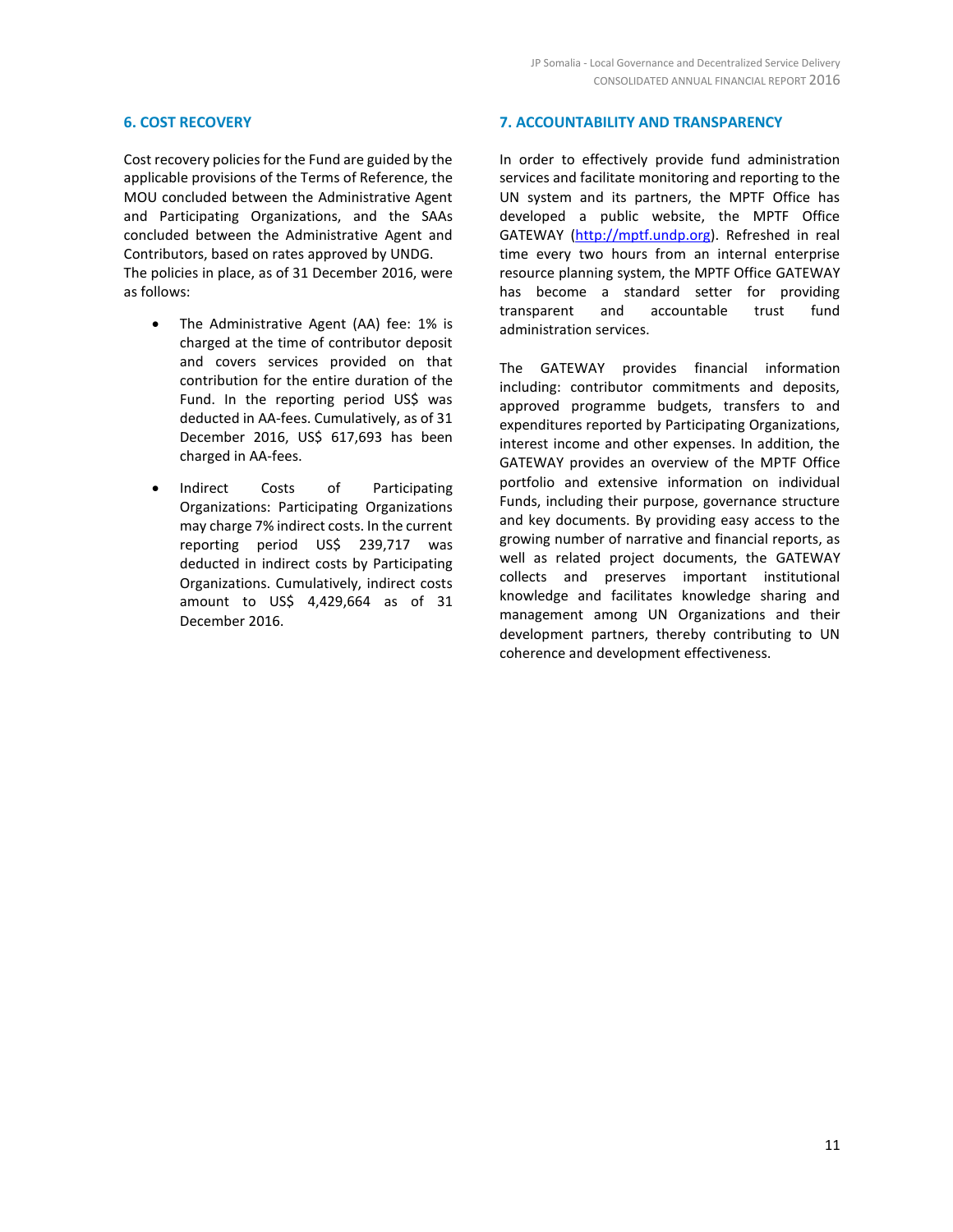## 6. COST RECOVERY

Cost recovery policies for the Fund are guided by the applicable provisions of the Terms of Reference, the MOU concluded between the Administrative Agent and Participating Organizations, and the SAAs concluded between the Administrative Agent and Contributors, based on rates approved by UNDG.
The policies in place, as of 31 December 2016, were as follows:

- The Administrative Agent (AA) fee: 1% is charged at the time of contributor deposit and covers services provided on that contribution for the entire duration of the Fund. In the reporting period US$ was deducted in AA-fees. Cumulatively, as of 31 December 2016, US$ 617,693 has been charged in AA-fees.
- Indirect Costs of Participating Organizations: Participating Organizations may charge 7% indirect costs. In the current reporting period US$ 239,717 was deducted in indirect costs by Participating Organizations. Cumulatively, indirect costs amount to US$ 4,429,664 as of 31 December 2016.

## 7. ACCOUNTABILITY AND TRANSPARENCY

In order to effectively provide fund administration services and facilitate monitoring and reporting to the UN system and its partners, the MPTF Office has developed a public website, the MPTF Office GATEWAY (http://mptf.undp.org). Refreshed in real time every two hours from an internal enterprise resource planning system, the MPTF Office GATEWAY has become a standard setter for providing transparent and accountable trust fund administration services.

The GATEWAY provides financial information including: contributor commitments and deposits, approved programme budgets, transfers to and expenditures reported by Participating Organizations, interest income and other expenses. In addition, the GATEWAY provides an overview of the MPTF Office portfolio and extensive information on individual Funds, including their purpose, governance structure and key documents. By providing easy access to the growing number of narrative and financial reports, as well as related project documents, the GATEWAY collects and preserves important institutional knowledge and facilitates knowledge sharing and management among UN Organizations and their development partners, thereby contributing to UN coherence and development effectiveness.